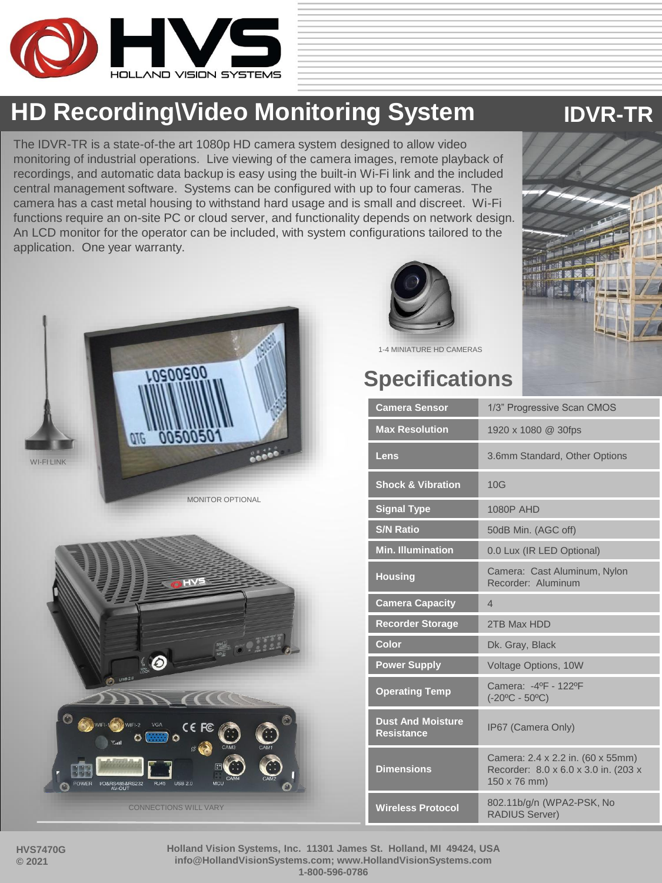# HD Recording\Video Monitoring System

## IDVR-TR

The IDVR-TR is a state-of-the art 1080p HD camera system designed to allow video monitoring of industrial operations. Live viewing of the camera images, remote playback of recordings, and automatic data backup is easy using the built-in Wi-Fi link and the included central management software. Systems can be configured with up to four cameras. The camera has a cast metal housing to withstand hard usage and is small and discreet. Wi-Fi functions require an on-site PC or cloud server, and functionality depends on network design. An LCD monitor for the operator can be included, with system configurations tailored to the application. One year warranty.

1-4 MINIATURE HD CAMERAS

WI-FI LINK

MONITOR OPTIONAL

CONNECTIONS WILL VARY

## Specifications

| | |
|---|---|
| **Camera Sensor** | 1/3" Progressive Scan CMOS |
| **Max Resolution** | 1920 x 1080 @ 30fps |
| **Lens** | 3.6mm Standard, Other Options |
| **Shock & Vibration** | 10G |
| **Signal Type** | 1080P AHD |
| **S/N Ratio** | 50dB Min. (AGC off) |
| **Min. Illumination** | 0.0 Lux (IR LED Optional) |
| **Housing** | Camera: Cast Aluminum, Nylon<br>Recorder: Aluminum |
| **Camera Capacity** | 4 |
| **Recorder Storage** | 2TB Max HDD |
| **Color** | Dk. Gray, Black |
| **Power Supply** | Voltage Options, 10W |
| **Operating Temp** | Camera: -4ºF - 122ºF<br>(-20ºC - 50ºC) |
| **Dust And Moisture Resistance** | IP67 (Camera Only) |
| **Dimensions** | Camera: 2.4 x 2.2 in. (60 x 55mm)<br>Recorder: 8.0 x 6.0 x 3.0 in. (203 x 150 x 76 mm) |
| **Wireless Protocol** | 802.11b/g/n (WPA2-PSK, No RADIUS Server) |

**HVS7470G**
**© 2021**

**Holland Vision Systems, Inc. 11301 James St. Holland, MI 49424, USA**
**info@HollandVisionSystems.com; www.HollandVisionSystems.com**
**1-800-596-0786**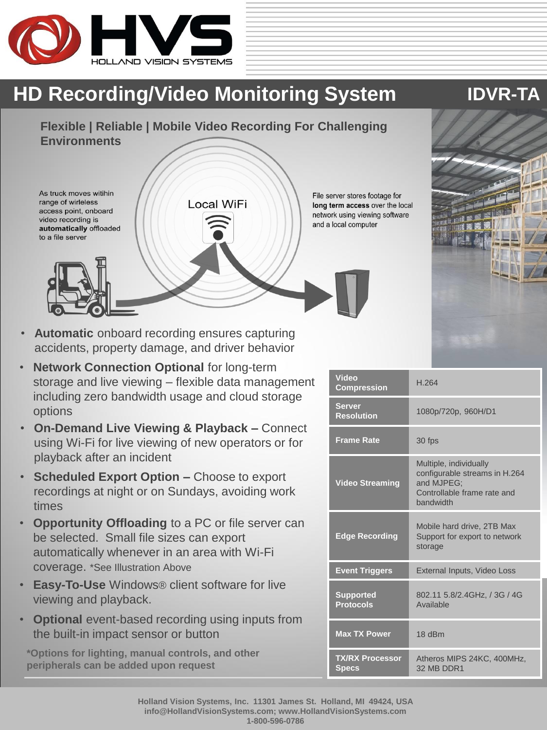# HD Recording/Video Monitoring System

## IDVR-TA

**Flexible | Reliable | Mobile Video Recording For Challenging Environments**

As truck moves witihin range of wirleless access point, onboard video recording is **automatically** offloaded to a file server

Local WiFi

File server stores footage for **long term access** over the local network using viewing software and a local computer

- **Automatic** onboard recording ensures capturing accidents, property damage, and driver behavior
- **Network Connection Optional** for long-term storage and live viewing – flexible data management including zero bandwidth usage and cloud storage options
- **On-Demand Live Viewing & Playback –** Connect using Wi-Fi for live viewing of new operators or for playback after an incident
- **Scheduled Export Option –** Choose to export recordings at night or on Sundays, avoiding work times
- **Opportunity Offloading** to a PC or file server can be selected. Small file sizes can export automatically whenever in an area with Wi-Fi coverage. *See Illustration Above
- **Easy-To-Use** Windows® client software for live viewing and playback.
- **Optional** event-based recording using inputs from the built-in impact sensor or button

**\*Options for lighting, manual controls, and other peripherals can be added upon request**

| | |
|---|---|
| **Video Compression** | H.264 |
| **Server Resolution** | 1080p/720p, 960H/D1 |
| **Frame Rate** | 30 fps |
| **Video Streaming** | Multiple, individually configurable streams in H.264 and MJPEG; Controllable frame rate and bandwidth |
| **Edge Recording** | Mobile hard drive, 2TB Max Support for export to network storage |
| **Event Triggers** | External Inputs, Video Loss |
| **Supported Protocols** | 802.11 5.8/2.4GHz, / 3G / 4G Available |
| **Max TX Power** | 18 dBm |
| **TX/RX Processor Specs** | Atheros MIPS 24KC, 400MHz, 32 MB DDR1 |

**Holland Vision Systems, Inc. 11301 James St. Holland, MI 49424, USA**
**info@HollandVisionSystems.com; www.HollandVisionSystems.com**
**1-800-596-0786**